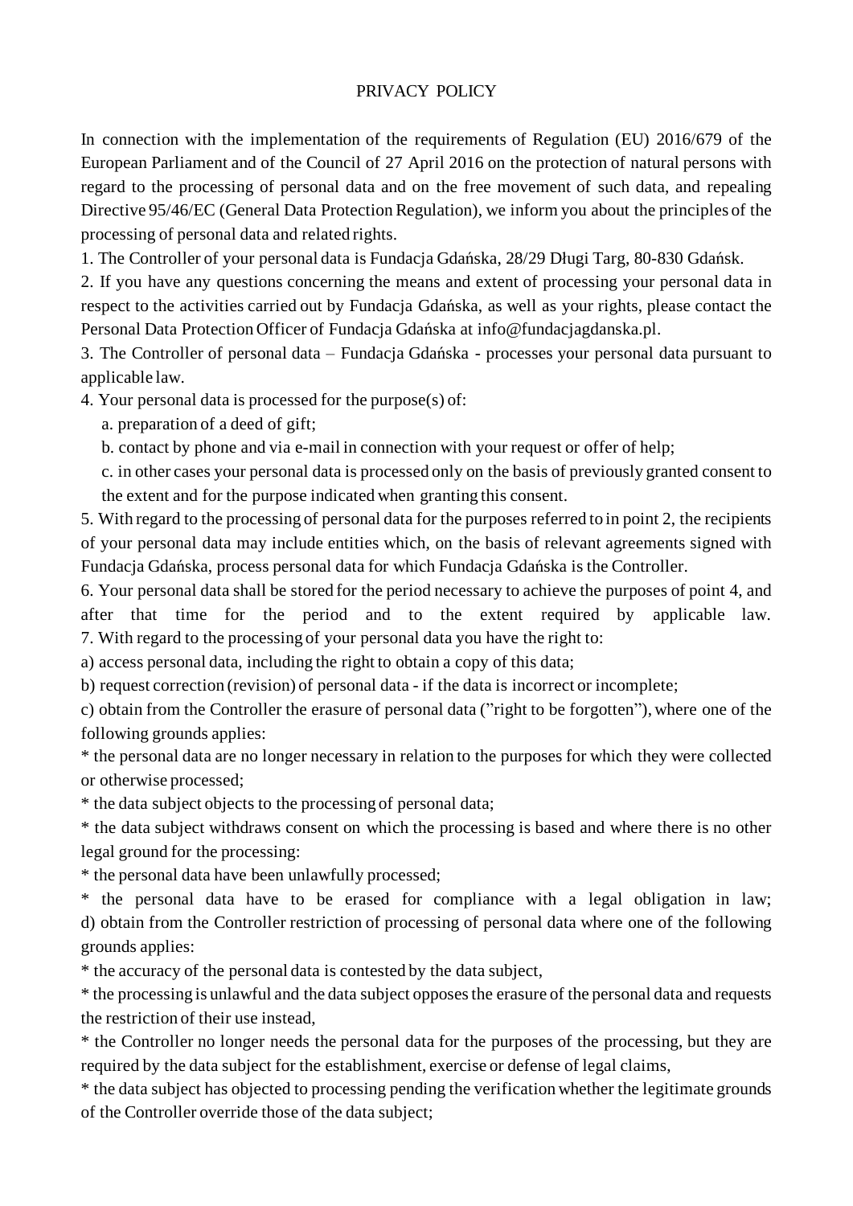# PRIVACY POLICY

In connection with the implementation of the requirements of Regulation (EU) 2016/679 of the European Parliament and of the Council of 27 April 2016 on the protection of natural persons with regard to the processing of personal data and on the free movement of such data, and repealing Directive 95/46/EC (General Data Protection Regulation), we inform you about the principles of the processing of personal data and related rights.

1. The Controller of your personal data is Fundacja Gdańska, 28/29 Długi Targ, 80-830 Gdańsk.
2. If you have any questions concerning the means and extent of processing your personal data in respect to the activities carried out by Fundacja Gdańska, as well as your rights, please contact the Personal Data Protection Officer of Fundacja Gdańska at info@fundacjagdanska.pl.
3. The Controller of personal data – Fundacja Gdańska - processes your personal data pursuant to applicable law.
4. Your personal data is processed for the purpose(s) of:
   a. preparation of a deed of gift;
   b. contact by phone and via e-mail in connection with your request or offer of help;
   c. in other cases your personal data is processed only on the basis of previously granted consent to the extent and for the purpose indicated when granting this consent.
5. With regard to the processing of personal data for the purposes referred to in point 2, the recipients of your personal data may include entities which, on the basis of relevant agreements signed with Fundacja Gdańska, process personal data for which Fundacja Gdańska is the Controller.
6. Your personal data shall be stored for the period necessary to achieve the purposes of point 4, and after that time for the period and to the extent required by applicable law.
7. With regard to the processing of your personal data you have the right to:

a) access personal data, including the right to obtain a copy of this data;

b) request correction (revision) of personal data - if the data is incorrect or incomplete;

c) obtain from the Controller the erasure of personal data ("right to be forgotten"), where one of the following grounds applies:

* the personal data are no longer necessary in relation to the purposes for which they were collected or otherwise processed;
* the data subject objects to the processing of personal data;
* the data subject withdraws consent on which the processing is based and where there is no other legal ground for the processing:
* the personal data have been unlawfully processed;
* the personal data have to be erased for compliance with a legal obligation in law;

d) obtain from the Controller restriction of processing of personal data where one of the following grounds applies:

* the accuracy of the personal data is contested by the data subject,
* the processing is unlawful and the data subject opposes the erasure of the personal data and requests the restriction of their use instead,
* the Controller no longer needs the personal data for the purposes of the processing, but they are required by the data subject for the establishment, exercise or defense of legal claims,
* the data subject has objected to processing pending the verification whether the legitimate grounds of the Controller override those of the data subject;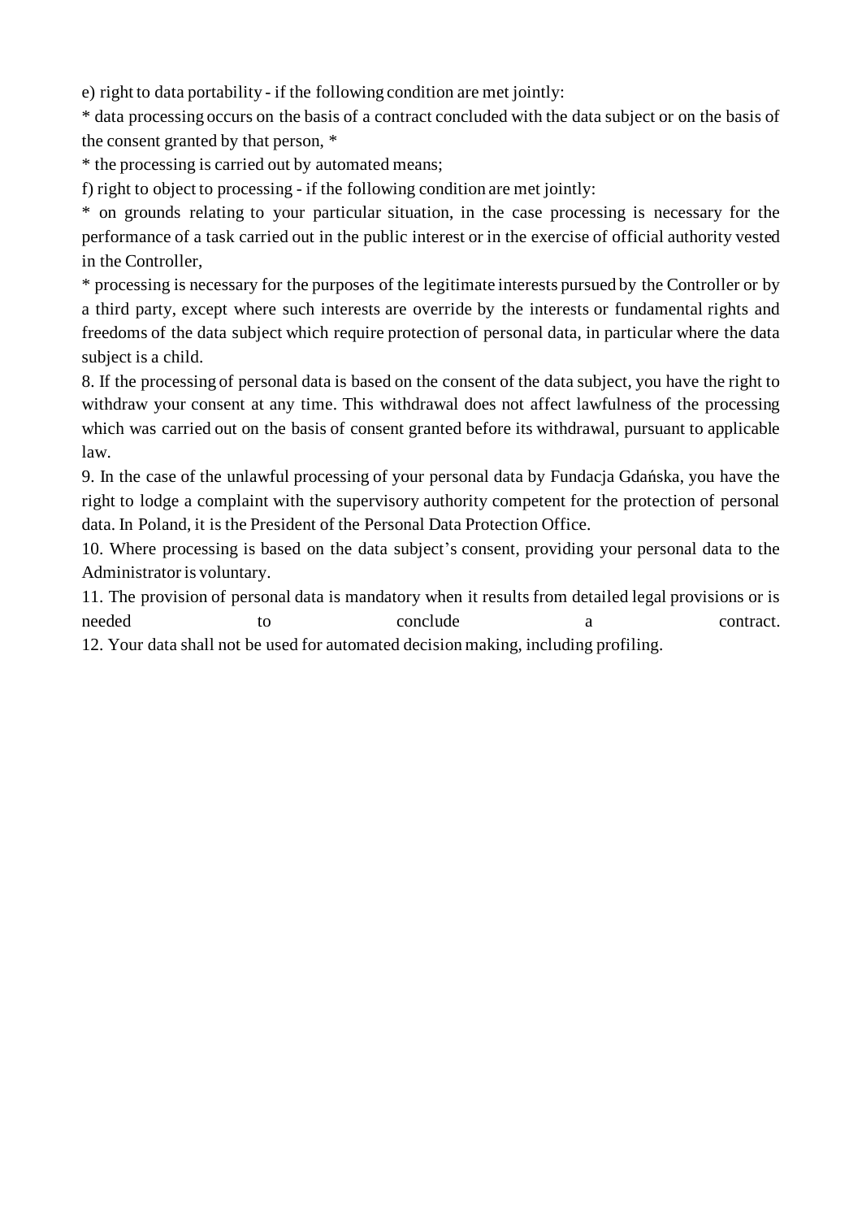e) right to data portability - if the following condition are met jointly:

* data processing occurs on the basis of a contract concluded with the data subject or on the basis of the consent granted by that person, *

* the processing is carried out by automated means;

f) right to object to processing - if the following condition are met jointly:

* on grounds relating to your particular situation, in the case processing is necessary for the performance of a task carried out in the public interest or in the exercise of official authority vested in the Controller,

* processing is necessary for the purposes of the legitimate interests pursued by the Controller or by a third party, except where such interests are override by the interests or fundamental rights and freedoms of the data subject which require protection of personal data, in particular where the data subject is a child.

8. If the processing of personal data is based on the consent of the data subject, you have the right to withdraw your consent at any time. This withdrawal does not affect lawfulness of the processing which was carried out on the basis of consent granted before its withdrawal, pursuant to applicable law.

9. In the case of the unlawful processing of your personal data by Fundacja Gdańska, you have the right to lodge a complaint with the supervisory authority competent for the protection of personal data. In Poland, it is the President of the Personal Data Protection Office.

10. Where processing is based on the data subject's consent, providing your personal data to the Administrator is voluntary.

11. The provision of personal data is mandatory when it results from detailed legal provisions or is needed to conclude a contract.

12. Your data shall not be used for automated decision making, including profiling.